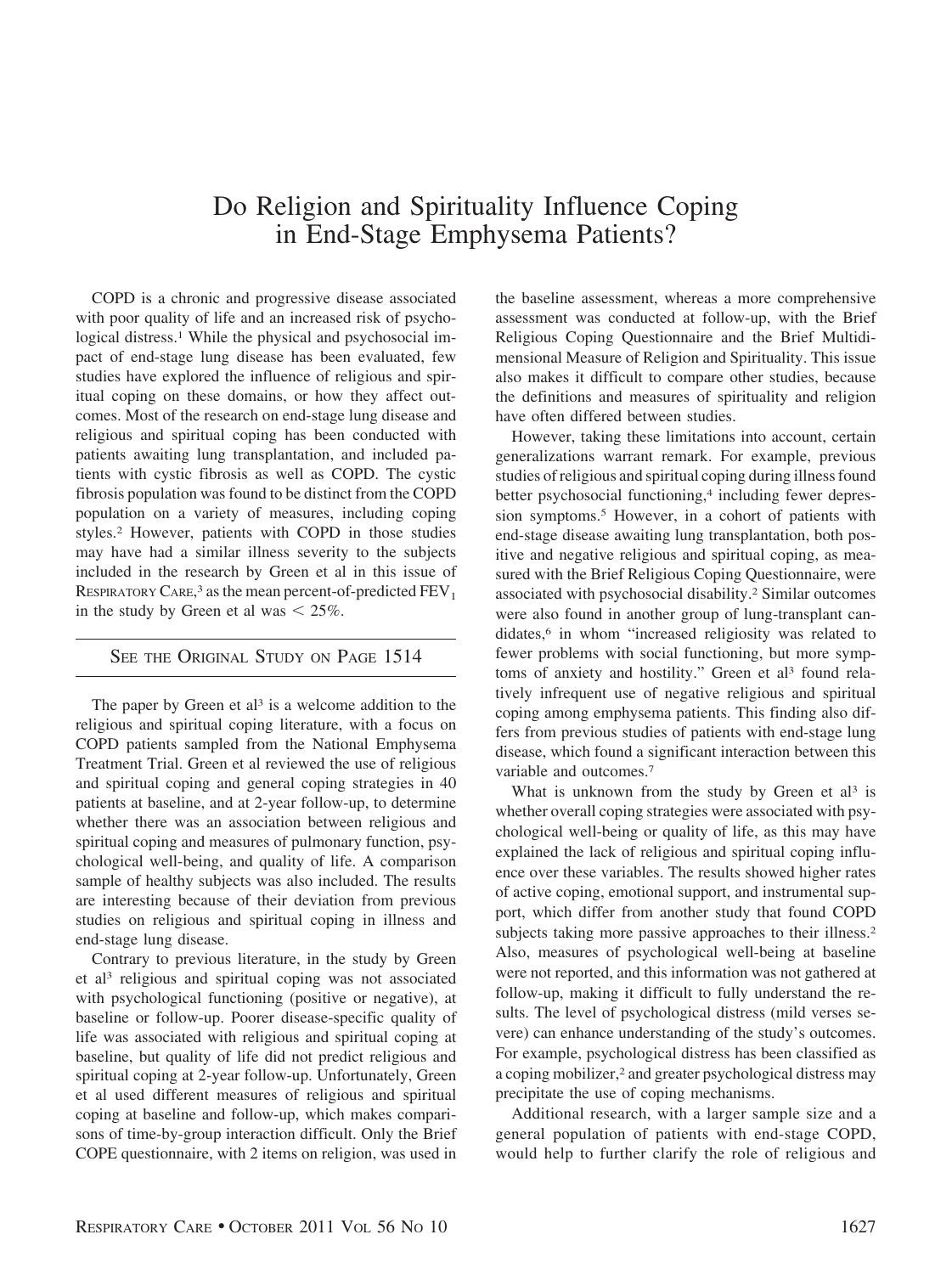# Do Religion and Spirituality Influence Coping in End-Stage Emphysema Patients?

COPD is a chronic and progressive disease associated with poor quality of life and an increased risk of psychological distress.[1] While the physical and psychosocial impact of end-stage lung disease has been evaluated, few studies have explored the influence of religious and spiritual coping on these domains, or how they affect outcomes. Most of the research on end-stage lung disease and religious and spiritual coping has been conducted with patients awaiting lung transplantation, and included patients with cystic fibrosis as well as COPD. The cystic fibrosis population was found to be distinct from the COPD population on a variety of measures, including coping styles.[2] However, patients with COPD in those studies may have had a similar illness severity to the subjects included in the research by Green et al in this issue of RESPIRATORY CARE,[3] as the mean percent-of-predicted $FEV_1$ in the study by Green et al was $< 25\%$.

SEE THE ORIGINAL STUDY ON PAGE 1514

The paper by Green et al[3] is a welcome addition to the religious and spiritual coping literature, with a focus on COPD patients sampled from the National Emphysema Treatment Trial. Green et al reviewed the use of religious and spiritual coping and general coping strategies in 40 patients at baseline, and at 2-year follow-up, to determine whether there was an association between religious and spiritual coping and measures of pulmonary function, psychological well-being, and quality of life. A comparison sample of healthy subjects was also included. The results are interesting because of their deviation from previous studies on religious and spiritual coping in illness and end-stage lung disease.

Contrary to previous literature, in the study by Green et al[3] religious and spiritual coping was not associated with psychological functioning (positive or negative), at baseline or follow-up. Poorer disease-specific quality of life was associated with religious and spiritual coping at baseline, but quality of life did not predict religious and spiritual coping at 2-year follow-up. Unfortunately, Green et al used different measures of religious and spiritual coping at baseline and follow-up, which makes comparisons of time-by-group interaction difficult. Only the Brief COPE questionnaire, with 2 items on religion, was used in the baseline assessment, whereas a more comprehensive assessment was conducted at follow-up, with the Brief Religious Coping Questionnaire and the Brief Multidimensional Measure of Religion and Spirituality. This issue also makes it difficult to compare other studies, because the definitions and measures of spirituality and religion have often differed between studies.

However, taking these limitations into account, certain generalizations warrant remark. For example, previous studies of religious and spiritual coping during illness found better psychosocial functioning,[4] including fewer depression symptoms.[5] However, in a cohort of patients with end-stage disease awaiting lung transplantation, both positive and negative religious and spiritual coping, as measured with the Brief Religious Coping Questionnaire, were associated with psychosocial disability.[2] Similar outcomes were also found in another group of lung-transplant candidates,[6] in whom "increased religiosity was related to fewer problems with social functioning, but more symptoms of anxiety and hostility." Green et al[3] found relatively infrequent use of negative religious and spiritual coping among emphysema patients. This finding also differs from previous studies of patients with end-stage lung disease, which found a significant interaction between this variable and outcomes.[7]

What is unknown from the study by Green et al[3] is whether overall coping strategies were associated with psychological well-being or quality of life, as this may have explained the lack of religious and spiritual coping influence over these variables. The results showed higher rates of active coping, emotional support, and instrumental support, which differ from another study that found COPD subjects taking more passive approaches to their illness.[2] Also, measures of psychological well-being at baseline were not reported, and this information was not gathered at follow-up, making it difficult to fully understand the results. The level of psychological distress (mild verses severe) can enhance understanding of the study's outcomes. For example, psychological distress has been classified as a coping mobilizer,[2] and greater psychological distress may precipitate the use of coping mechanisms.

Additional research, with a larger sample size and a general population of patients with end-stage COPD, would help to further clarify the role of religious and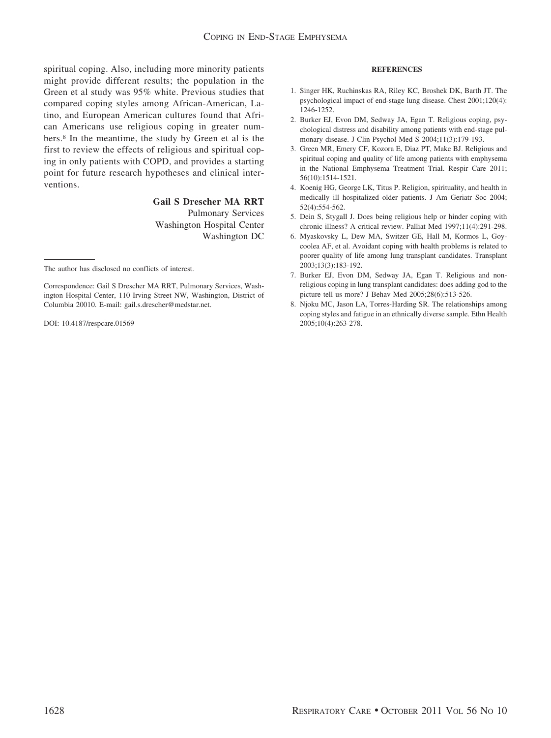spiritual coping. Also, including more minority patients might provide different results; the population in the Green et al study was 95% white. Previous studies that compared coping styles among African-American, Latino, and European American cultures found that African Americans use religious coping in greater numbers.[8] In the meantime, the study by Green et al is the first to review the effects of religious and spiritual coping in only patients with COPD, and provides a starting point for future research hypotheses and clinical interventions.

**Gail S Drescher MA RRT**
Pulmonary Services
Washington Hospital Center
Washington DC

The author has disclosed no conflicts of interest.

Correspondence: Gail S Drescher MA RRT, Pulmonary Services, Washington Hospital Center, 110 Irving Street NW, Washington, District of Columbia 20010. E-mail: gail.s.drescher@medstar.net.

DOI: 10.4187/respcare.01569

**REFERENCES**

1. Singer HK, Ruchinskas RA, Riley KC, Broshek DK, Barth JT. The psychological impact of end-stage lung disease. Chest 2001;120(4):1246-1252.
2. Burker EJ, Evon DM, Sedway JA, Egan T. Religious coping, psychological distress and disability among patients with end-stage pulmonary disease. J Clin Psychol Med S 2004;11(3):179-193.
3. Green MR, Emery CF, Kozora E, Diaz PT, Make BJ. Religious and spiritual coping and quality of life among patients with emphysema in the National Emphysema Treatment Trial. Respir Care 2011;56(10):1514-1521.
4. Koenig HG, George LK, Titus P. Religion, spirituality, and health in medically ill hospitalized older patients. J Am Geriatr Soc 2004;52(4):554-562.
5. Dein S, Stygall J. Does being religious help or hinder coping with chronic illness? A critical review. Palliat Med 1997;11(4):291-298.
6. Myaskovsky L, Dew MA, Switzer GE, Hall M, Kormos L, Goycoolea AF, et al. Avoidant coping with health problems is related to poorer quality of life among lung transplant candidates. Transplant 2003;13(3):183-192.
7. Burker EJ, Evon DM, Sedway JA, Egan T. Religious and nonreligious coping in lung transplant candidates: does adding god to the picture tell us more? J Behav Med 2005;28(6):513-526.
8. Njoku MC, Jason LA, Torres-Harding SR. The relationships among coping styles and fatigue in an ethnically diverse sample. Ethn Health 2005;10(4):263-278.